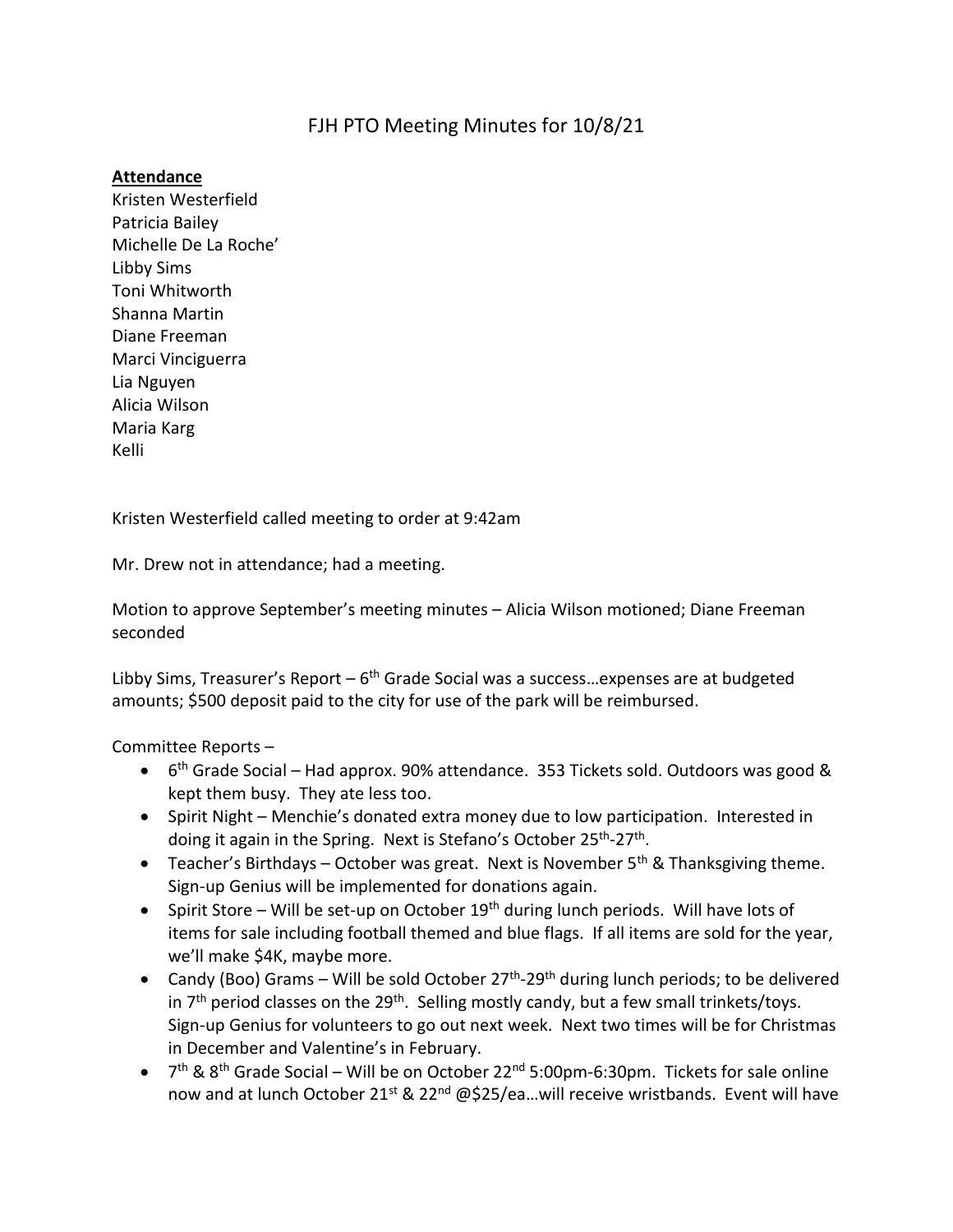# FJH PTO Meeting Minutes for 10/8/21

**Attendance**

Kristen Westerfield
Patricia Bailey
Michelle De La Roche'
Libby Sims
Toni Whitworth
Shanna Martin
Diane Freeman
Marci Vinciguerra
Lia Nguyen
Alicia Wilson
Maria Karg
Kelli

Kristen Westerfield called meeting to order at 9:42am

Mr. Drew not in attendance; had a meeting.

Motion to approve September's meeting minutes – Alicia Wilson motioned; Diane Freeman seconded

Libby Sims, Treasurer's Report – 6th Grade Social was a success…expenses are at budgeted amounts; $500 deposit paid to the city for use of the park will be reimbursed.

Committee Reports –

- 6th Grade Social – Had approx. 90% attendance. 353 Tickets sold. Outdoors was good & kept them busy. They ate less too.
- Spirit Night – Menchie's donated extra money due to low participation. Interested in doing it again in the Spring. Next is Stefano's October 25th-27th.
- Teacher's Birthdays – October was great. Next is November 5th & Thanksgiving theme. Sign-up Genius will be implemented for donations again.
- Spirit Store – Will be set-up on October 19th during lunch periods. Will have lots of items for sale including football themed and blue flags. If all items are sold for the year, we'll make $4K, maybe more.
- Candy (Boo) Grams – Will be sold October 27th-29th during lunch periods; to be delivered in 7th period classes on the 29th. Selling mostly candy, but a few small trinkets/toys. Sign-up Genius for volunteers to go out next week. Next two times will be for Christmas in December and Valentine's in February.
- 7th & 8th Grade Social – Will be on October 22nd 5:00pm-6:30pm. Tickets for sale online now and at lunch October 21st & 22nd @$25/ea…will receive wristbands. Event will have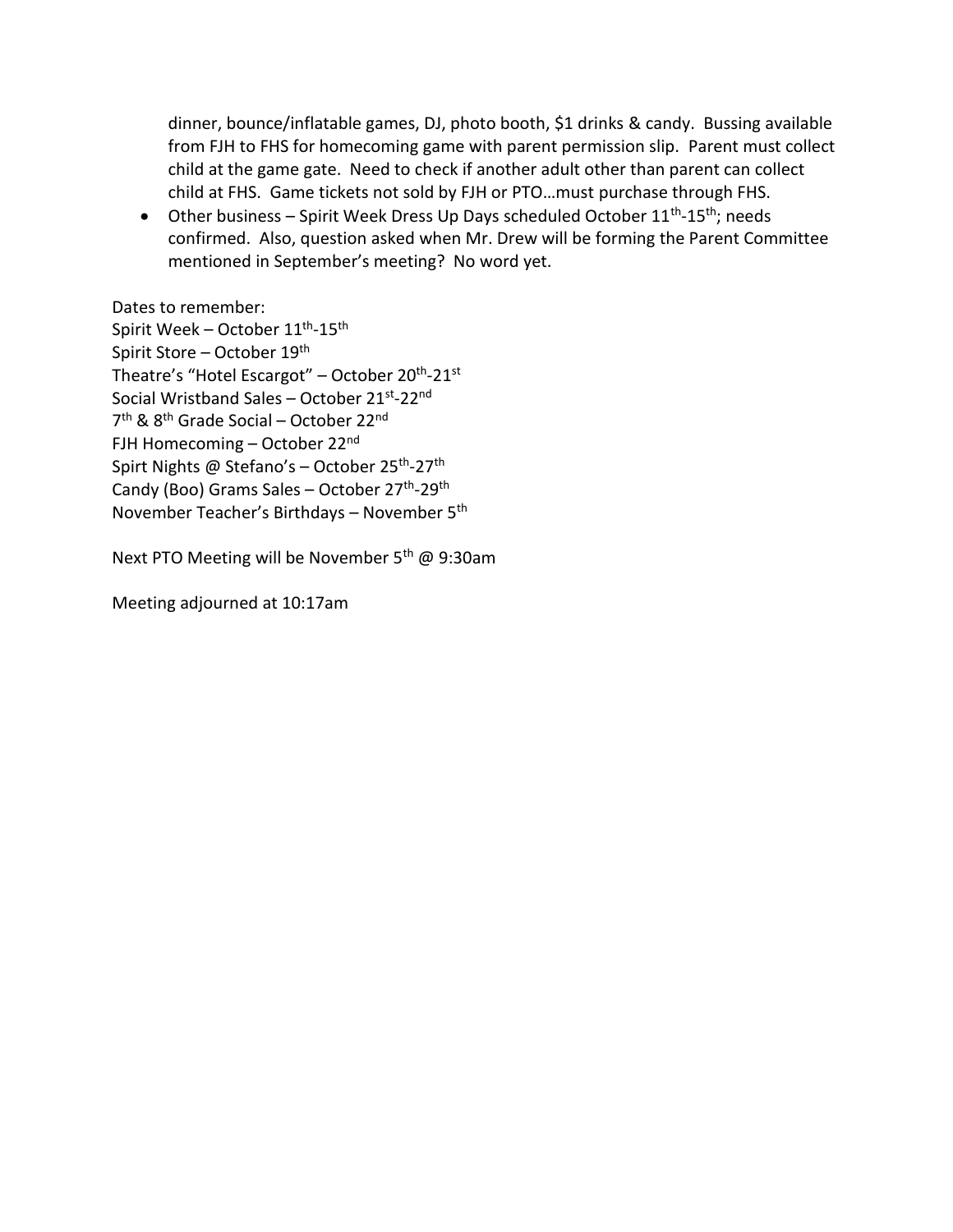dinner, bounce/inflatable games, DJ, photo booth, $1 drinks & candy. Bussing available from FJH to FHS for homecoming game with parent permission slip. Parent must collect child at the game gate. Need to check if another adult other than parent can collect child at FHS. Game tickets not sold by FJH or PTO…must purchase through FHS.

- Other business – Spirit Week Dress Up Days scheduled October 11th-15th; needs confirmed. Also, question asked when Mr. Drew will be forming the Parent Committee mentioned in September's meeting? No word yet.

Dates to remember:  
Spirit Week – October 11th-15th  
Spirit Store – October 19th  
Theatre's "Hotel Escargot" – October 20th-21st  
Social Wristband Sales – October 21st-22nd  
7th & 8th Grade Social – October 22nd  
FJH Homecoming – October 22nd  
Spirt Nights @ Stefano's – October 25th-27th  
Candy (Boo) Grams Sales – October 27th-29th  
November Teacher's Birthdays – November 5th

Next PTO Meeting will be November 5th @ 9:30am

Meeting adjourned at 10:17am